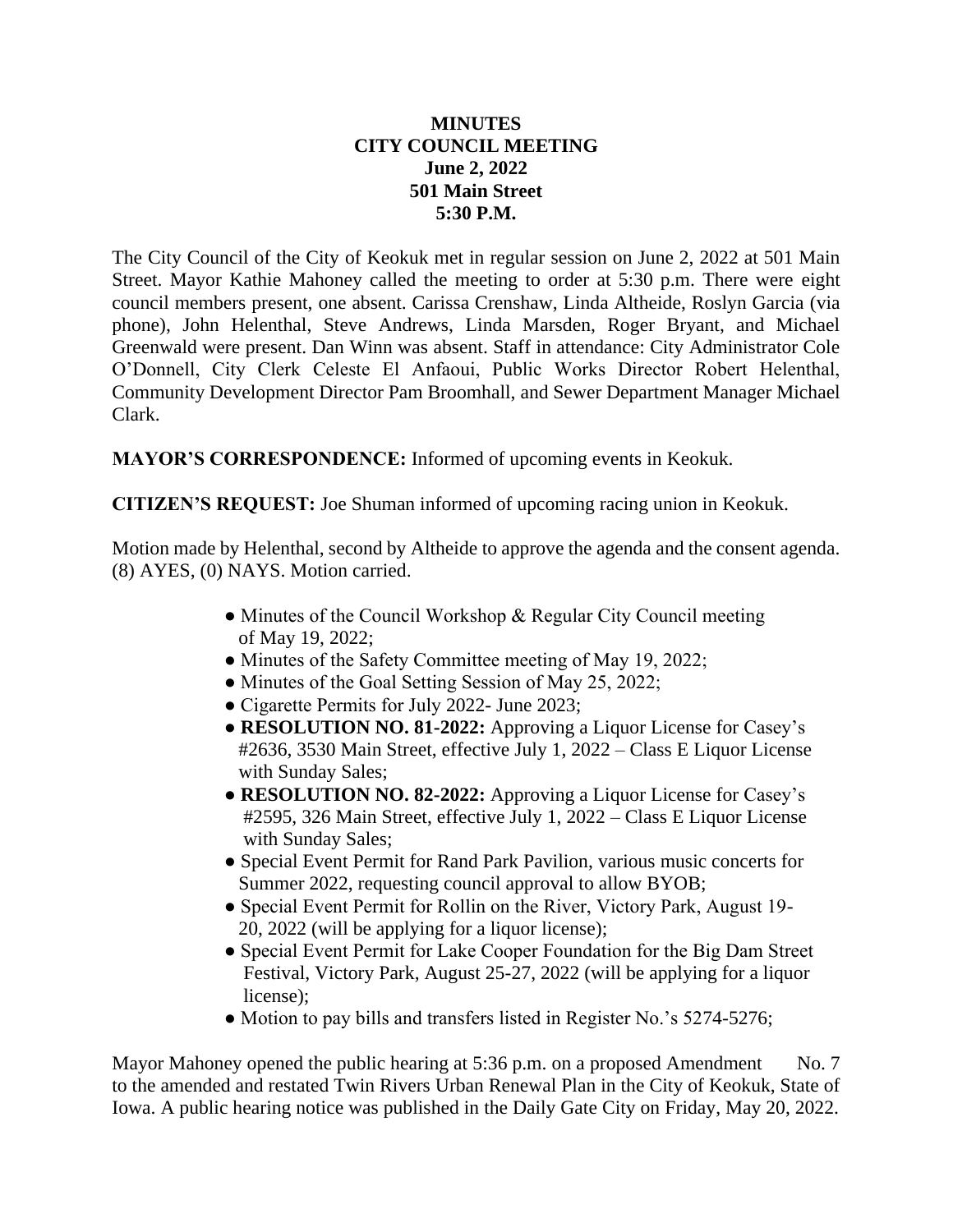**MINUTES**
**CITY COUNCIL MEETING**
**June 2, 2022**
**501 Main Street**
**5:30 P.M.**

The City Council of the City of Keokuk met in regular session on June 2, 2022 at 501 Main Street. Mayor Kathie Mahoney called the meeting to order at 5:30 p.m. There were eight council members present, one absent. Carissa Crenshaw, Linda Altheide, Roslyn Garcia (via phone), John Helenthal, Steve Andrews, Linda Marsden, Roger Bryant, and Michael Greenwald were present. Dan Winn was absent. Staff in attendance: City Administrator Cole O'Donnell, City Clerk Celeste El Anfaoui, Public Works Director Robert Helenthal, Community Development Director Pam Broomhall, and Sewer Department Manager Michael Clark.

**MAYOR'S CORRESPONDENCE:** Informed of upcoming events in Keokuk.

**CITIZEN'S REQUEST:** Joe Shuman informed of upcoming racing union in Keokuk.

Motion made by Helenthal, second by Altheide to approve the agenda and the consent agenda. (8) AYES, (0) NAYS. Motion carried.

- Minutes of the Council Workshop & Regular City Council meeting of May 19, 2022;
- Minutes of the Safety Committee meeting of May 19, 2022;
- Minutes of the Goal Setting Session of May 25, 2022;
- Cigarette Permits for July 2022- June 2023;
- **RESOLUTION NO. 81-2022:** Approving a Liquor License for Casey's #2636, 3530 Main Street, effective July 1, 2022 – Class E Liquor License with Sunday Sales;
- **RESOLUTION NO. 82-2022:** Approving a Liquor License for Casey's #2595, 326 Main Street, effective July 1, 2022 – Class E Liquor License with Sunday Sales;
- Special Event Permit for Rand Park Pavilion, various music concerts for Summer 2022, requesting council approval to allow BYOB;
- Special Event Permit for Rollin on the River, Victory Park, August 19-20, 2022 (will be applying for a liquor license);
- Special Event Permit for Lake Cooper Foundation for the Big Dam Street Festival, Victory Park, August 25-27, 2022 (will be applying for a liquor license);
- Motion to pay bills and transfers listed in Register No.'s 5274-5276;

Mayor Mahoney opened the public hearing at 5:36 p.m. on a proposed Amendment No. 7 to the amended and restated Twin Rivers Urban Renewal Plan in the City of Keokuk, State of Iowa. A public hearing notice was published in the Daily Gate City on Friday, May 20, 2022.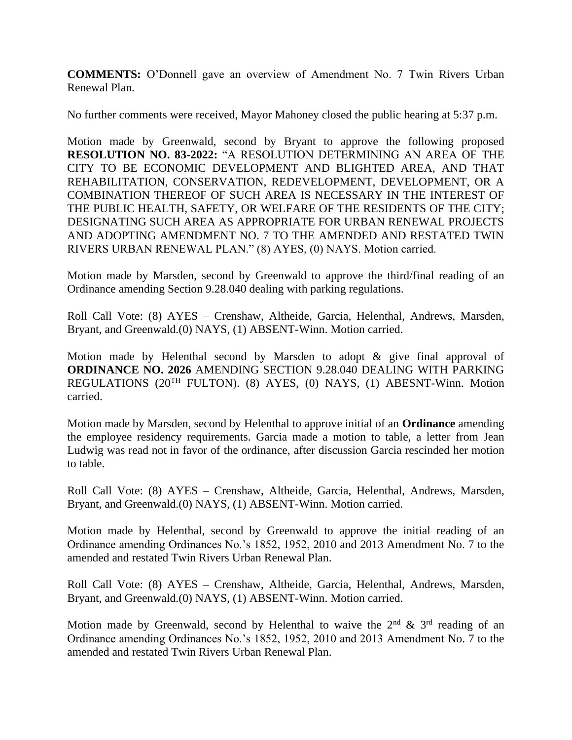**COMMENTS:** O'Donnell gave an overview of Amendment No. 7 Twin Rivers Urban Renewal Plan.

No further comments were received, Mayor Mahoney closed the public hearing at 5:37 p.m.

Motion made by Greenwald, second by Bryant to approve the following proposed **RESOLUTION NO. 83-2022:** "A RESOLUTION DETERMINING AN AREA OF THE CITY TO BE ECONOMIC DEVELOPMENT AND BLIGHTED AREA, AND THAT REHABILITATION, CONSERVATION, REDEVELOPMENT, DEVELOPMENT, OR A COMBINATION THEREOF OF SUCH AREA IS NECESSARY IN THE INTEREST OF THE PUBLIC HEALTH, SAFETY, OR WELFARE OF THE RESIDENTS OF THE CITY; DESIGNATING SUCH AREA AS APPROPRIATE FOR URBAN RENEWAL PROJECTS AND ADOPTING AMENDMENT NO. 7 TO THE AMENDED AND RESTATED TWIN RIVERS URBAN RENEWAL PLAN." (8) AYES, (0) NAYS. Motion carried.

Motion made by Marsden, second by Greenwald to approve the third/final reading of an Ordinance amending Section 9.28.040 dealing with parking regulations.

Roll Call Vote: (8) AYES – Crenshaw, Altheide, Garcia, Helenthal, Andrews, Marsden, Bryant, and Greenwald.(0) NAYS, (1) ABSENT-Winn. Motion carried.

Motion made by Helenthal second by Marsden to adopt & give final approval of **ORDINANCE NO. 2026** AMENDING SECTION 9.28.040 DEALING WITH PARKING REGULATIONS (20TH FULTON). (8) AYES, (0) NAYS, (1) ABESNT-Winn. Motion carried.

Motion made by Marsden, second by Helenthal to approve initial of an **Ordinance** amending the employee residency requirements. Garcia made a motion to table, a letter from Jean Ludwig was read not in favor of the ordinance, after discussion Garcia rescinded her motion to table.

Roll Call Vote: (8) AYES – Crenshaw, Altheide, Garcia, Helenthal, Andrews, Marsden, Bryant, and Greenwald.(0) NAYS, (1) ABSENT-Winn. Motion carried.

Motion made by Helenthal, second by Greenwald to approve the initial reading of an Ordinance amending Ordinances No.'s 1852, 1952, 2010 and 2013 Amendment No. 7 to the amended and restated Twin Rivers Urban Renewal Plan.

Roll Call Vote: (8) AYES – Crenshaw, Altheide, Garcia, Helenthal, Andrews, Marsden, Bryant, and Greenwald.(0) NAYS, (1) ABSENT-Winn. Motion carried.

Motion made by Greenwald, second by Helenthal to waive the 2nd & 3rd reading of an Ordinance amending Ordinances No.'s 1852, 1952, 2010 and 2013 Amendment No. 7 to the amended and restated Twin Rivers Urban Renewal Plan.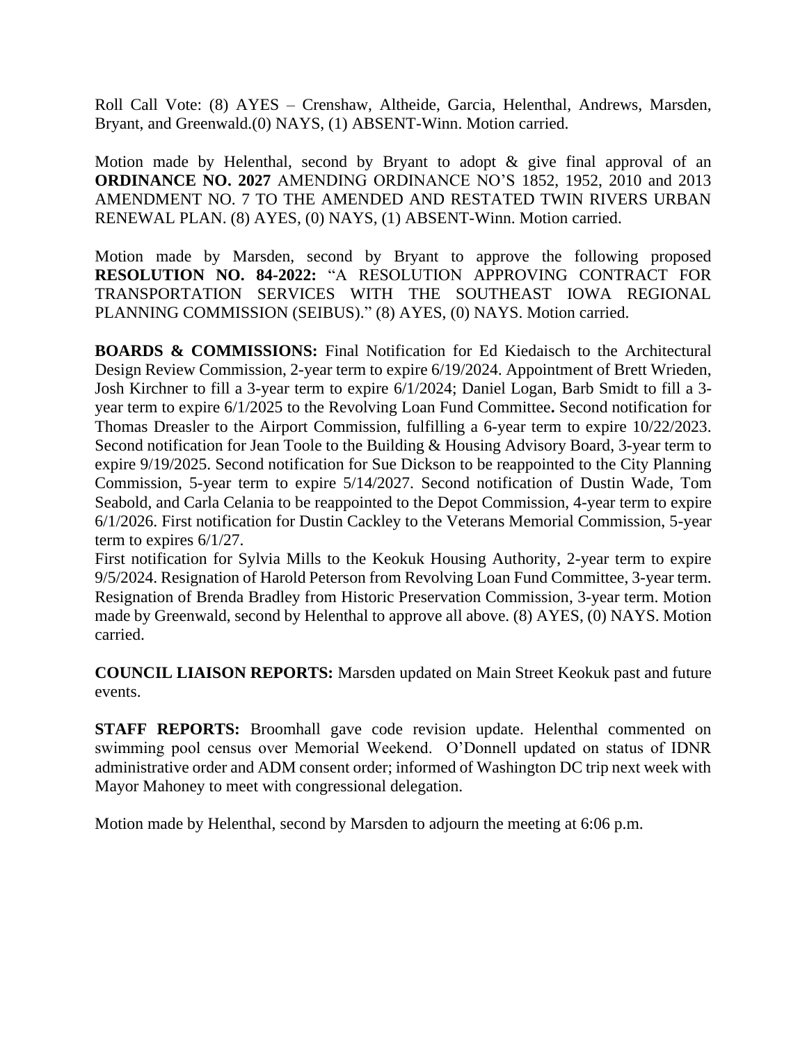Roll Call Vote: (8) AYES – Crenshaw, Altheide, Garcia, Helenthal, Andrews, Marsden, Bryant, and Greenwald.(0) NAYS, (1) ABSENT-Winn. Motion carried.

Motion made by Helenthal, second by Bryant to adopt & give final approval of an **ORDINANCE NO. 2027** AMENDING ORDINANCE NO'S 1852, 1952, 2010 and 2013 AMENDMENT NO. 7 TO THE AMENDED AND RESTATED TWIN RIVERS URBAN RENEWAL PLAN. (8) AYES, (0) NAYS, (1) ABSENT-Winn. Motion carried.

Motion made by Marsden, second by Bryant to approve the following proposed **RESOLUTION NO. 84-2022:** "A RESOLUTION APPROVING CONTRACT FOR TRANSPORTATION SERVICES WITH THE SOUTHEAST IOWA REGIONAL PLANNING COMMISSION (SEIBUS)." (8) AYES, (0) NAYS. Motion carried.

**BOARDS & COMMISSIONS:** Final Notification for Ed Kiedaisch to the Architectural Design Review Commission, 2-year term to expire 6/19/2024. Appointment of Brett Wrieden, Josh Kirchner to fill a 3-year term to expire 6/1/2024; Daniel Logan, Barb Smidt to fill a 3-year term to expire 6/1/2025 to the Revolving Loan Fund Committee**.** Second notification for Thomas Dreasler to the Airport Commission, fulfilling a 6-year term to expire 10/22/2023. Second notification for Jean Toole to the Building & Housing Advisory Board, 3-year term to expire 9/19/2025. Second notification for Sue Dickson to be reappointed to the City Planning Commission, 5-year term to expire 5/14/2027. Second notification of Dustin Wade, Tom Seabold, and Carla Celania to be reappointed to the Depot Commission, 4-year term to expire 6/1/2026. First notification for Dustin Cackley to the Veterans Memorial Commission, 5-year term to expires 6/1/27.
First notification for Sylvia Mills to the Keokuk Housing Authority, 2-year term to expire 9/5/2024. Resignation of Harold Peterson from Revolving Loan Fund Committee, 3-year term. Resignation of Brenda Bradley from Historic Preservation Commission, 3-year term. Motion made by Greenwald, second by Helenthal to approve all above. (8) AYES, (0) NAYS. Motion carried.

**COUNCIL LIAISON REPORTS:** Marsden updated on Main Street Keokuk past and future events.

**STAFF REPORTS:** Broomhall gave code revision update. Helenthal commented on swimming pool census over Memorial Weekend. O'Donnell updated on status of IDNR administrative order and ADM consent order; informed of Washington DC trip next week with Mayor Mahoney to meet with congressional delegation.

Motion made by Helenthal, second by Marsden to adjourn the meeting at 6:06 p.m.